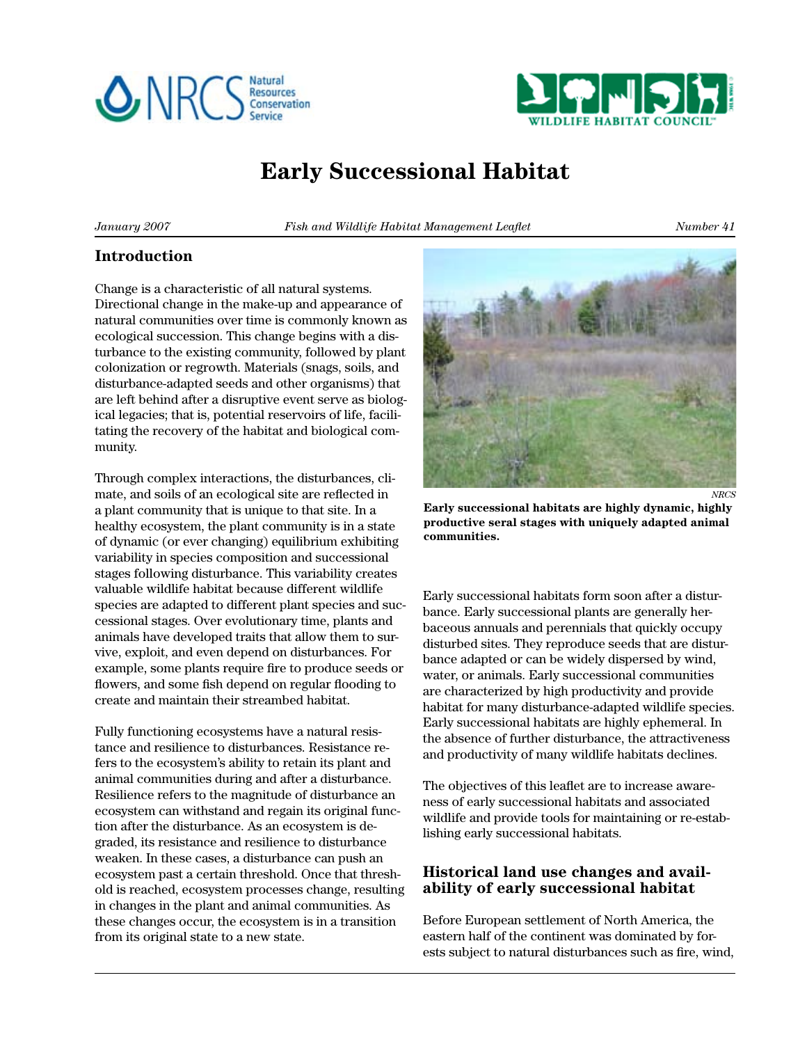# Early Successional Habitat

*January 2007* *Fish and Wildlife Habitat Management Leaflet* *Number 41*

## Introduction

Change is a characteristic of all natural systems. Directional change in the make-up and appearance of natural communities over time is commonly known as ecological succession. This change begins with a disturbance to the existing community, followed by plant colonization or regrowth. Materials (snags, soils, and disturbance-adapted seeds and other organisms) that are left behind after a disruptive event serve as biological legacies; that is, potential reservoirs of life, facilitating the recovery of the habitat and biological community.

Through complex interactions, the disturbances, climate, and soils of an ecological site are reflected in a plant community that is unique to that site. In a healthy ecosystem, the plant community is in a state of dynamic (or ever changing) equilibrium exhibiting variability in species composition and successional stages following disturbance. This variability creates valuable wildlife habitat because different wildlife species are adapted to different plant species and successional stages. Over evolutionary time, plants and animals have developed traits that allow them to survive, exploit, and even depend on disturbances. For example, some plants require fire to produce seeds or flowers, and some fish depend on regular flooding to create and maintain their streambed habitat.

Fully functioning ecosystems have a natural resistance and resilience to disturbances. Resistance refers to the ecosystem's ability to retain its plant and animal communities during and after a disturbance. Resilience refers to the magnitude of disturbance an ecosystem can withstand and regain its original function after the disturbance. As an ecosystem is degraded, its resistance and resilience to disturbance weaken. In these cases, a disturbance can push an ecosystem past a certain threshold. Once that threshold is reached, ecosystem processes change, resulting in changes in the plant and animal communities. As these changes occur, the ecosystem is in a transition from its original state to a new state.

*NRCS*

**Early successional habitats are highly dynamic, highly productive seral stages with uniquely adapted animal communities.**

Early successional habitats form soon after a disturbance. Early successional plants are generally herbaceous annuals and perennials that quickly occupy disturbed sites. They reproduce seeds that are disturbance adapted or can be widely dispersed by wind, water, or animals. Early successional communities are characterized by high productivity and provide habitat for many disturbance-adapted wildlife species. Early successional habitats are highly ephemeral. In the absence of further disturbance, the attractiveness and productivity of many wildlife habitats declines.

The objectives of this leaflet are to increase awareness of early successional habitats and associated wildlife and provide tools for maintaining or re-establishing early successional habitats.

## Historical land use changes and availability of early successional habitat

Before European settlement of North America, the eastern half of the continent was dominated by forests subject to natural disturbances such as fire, wind,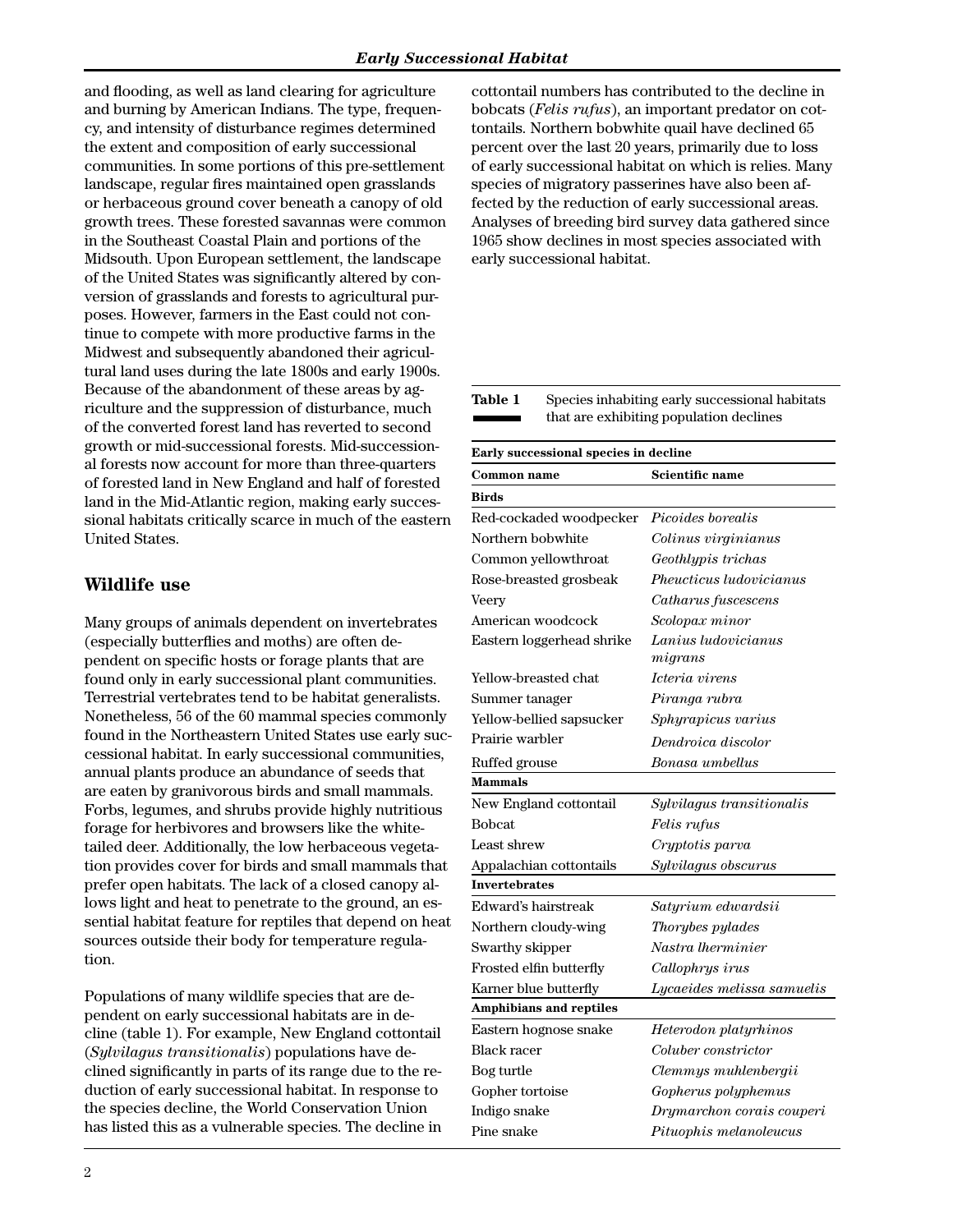and flooding, as well as land clearing for agriculture and burning by American Indians. The type, frequency, and intensity of disturbance regimes determined the extent and composition of early successional communities. In some portions of this pre-settlement landscape, regular fires maintained open grasslands or herbaceous ground cover beneath a canopy of old growth trees. These forested savannas were common in the Southeast Coastal Plain and portions of the Midsouth. Upon European settlement, the landscape of the United States was significantly altered by conversion of grasslands and forests to agricultural purposes. However, farmers in the East could not continue to compete with more productive farms in the Midwest and subsequently abandoned their agricultural land uses during the late 1800s and early 1900s. Because of the abandonment of these areas by agriculture and the suppression of disturbance, much of the converted forest land has reverted to second growth or mid-successional forests. Mid-successional forests now account for more than three-quarters of forested land in New England and half of forested land in the Mid-Atlantic region, making early successional habitats critically scarce in much of the eastern United States.

## Wildlife use

Many groups of animals dependent on invertebrates (especially butterflies and moths) are often dependent on specific hosts or forage plants that are found only in early successional plant communities. Terrestrial vertebrates tend to be habitat generalists. Nonetheless, 56 of the 60 mammal species commonly found in the Northeastern United States use early successional habitat. In early successional communities, annual plants produce an abundance of seeds that are eaten by granivorous birds and small mammals. Forbs, legumes, and shrubs provide highly nutritious forage for herbivores and browsers like the white-tailed deer. Additionally, the low herbaceous vegetation provides cover for birds and small mammals that prefer open habitats. The lack of a closed canopy allows light and heat to penetrate to the ground, an essential habitat feature for reptiles that depend on heat sources outside their body for temperature regulation.

Populations of many wildlife species that are dependent on early successional habitats are in decline (table 1). For example, New England cottontail (*Sylvilagus transitionalis*) populations have declined significantly in parts of its range due to the reduction of early successional habitat. In response to the species decline, the World Conservation Union has listed this as a vulnerable species. The decline in cottontail numbers has contributed to the decline in bobcats (*Felis rufus*), an important predator on cottontails. Northern bobwhite quail have declined 65 percent over the last 20 years, primarily due to loss of early successional habitat on which is relies. Many species of migratory passerines have also been affected by the reduction of early successional areas. Analyses of breeding bird survey data gathered since 1965 show declines in most species associated with early successional habitat.

**Table 1** Species inhabiting early successional habitats that are exhibiting population declines

| Early successional species in decline | |
|---|---|
| **Common name** | **Scientific name** |
| **Birds** | |
| Red-cockaded woodpecker | *Picoides borealis* |
| Northern bobwhite | *Colinus virginianus* |
| Common yellowthroat | *Geothlypis trichas* |
| Rose-breasted grosbeak | *Pheucticus ludovicianus* |
| Veery | *Catharus fuscescens* |
| American woodcock | *Scolopax minor* |
| Eastern loggerhead shrike | *Lanius ludovicianus migrans* |
| Yellow-breasted chat | *Icteria virens* |
| Summer tanager | *Piranga rubra* |
| Yellow-bellied sapsucker | *Sphyrapicus varius* |
| Prairie warbler | *Dendroica discolor* |
| Ruffed grouse | *Bonasa umbellus* |
| **Mammals** | |
| New England cottontail | *Sylvilagus transitionalis* |
| Bobcat | *Felis rufus* |
| Least shrew | *Cryptotis parva* |
| Appalachian cottontails | *Sylvilagus obscurus* |
| **Invertebrates** | |
| Edward's hairstreak | *Satyrium edwardsii* |
| Northern cloudy-wing | *Thorybes pylades* |
| Swarthy skipper | *Nastra lherminier* |
| Frosted elfin butterfly | *Callophrys irus* |
| Karner blue butterfly | *Lycaeides melissa samuelis* |
| **Amphibians and reptiles** | |
| Eastern hognose snake | *Heterodon platyrhinos* |
| Black racer | *Coluber constrictor* |
| Bog turtle | *Clemmys muhlenbergii* |
| Gopher tortoise | *Gopherus polyphemus* |
| Indigo snake | *Drymarchon corais couperi* |
| Pine snake | *Pituophis melanoleucus* |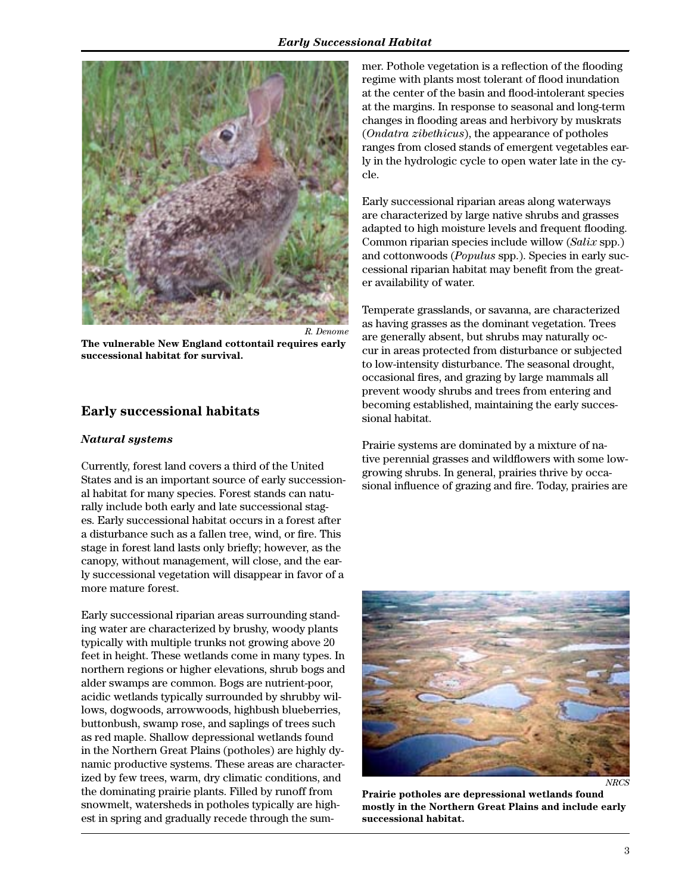The vulnerable New England cottontail requires early successional habitat for survival.

## Early successional habitats

### *Natural systems*

Currently, forest land covers a third of the United States and is an important source of early successional habitat for many species. Forest stands can naturally include both early and late successional stages. Early successional habitat occurs in a forest after a disturbance such as a fallen tree, wind, or fire. This stage in forest land lasts only briefly; however, as the canopy, without management, will close, and the early successional vegetation will disappear in favor of a more mature forest.

Early successional riparian areas surrounding standing water are characterized by brushy, woody plants typically with multiple trunks not growing above 20 feet in height. These wetlands come in many types. In northern regions or higher elevations, shrub bogs and alder swamps are common. Bogs are nutrient-poor, acidic wetlands typically surrounded by shrubby willows, dogwoods, arrowwoods, highbush blueberries, buttonbush, swamp rose, and saplings of trees such as red maple. Shallow depressional wetlands found in the Northern Great Plains (potholes) are highly dynamic productive systems. These areas are characterized by few trees, warm, dry climatic conditions, and the dominating prairie plants. Filled by runoff from snowmelt, watersheds in potholes typically are highest in spring and gradually recede through the summer. Pothole vegetation is a reflection of the flooding regime with plants most tolerant of flood inundation at the center of the basin and flood-intolerant species at the margins. In response to seasonal and long-term changes in flooding areas and herbivory by muskrats (*Ondatra zibethicus*), the appearance of potholes ranges from closed stands of emergent vegetables early in the hydrologic cycle to open water late in the cycle.

Early successional riparian areas along waterways are characterized by large native shrubs and grasses adapted to high moisture levels and frequent flooding. Common riparian species include willow (*Salix* spp.) and cottonwoods (*Populus* spp.). Species in early successional riparian habitat may benefit from the greater availability of water.

Temperate grasslands, or savanna, are characterized as having grasses as the dominant vegetation. Trees are generally absent, but shrubs may naturally occur in areas protected from disturbance or subjected to low-intensity disturbance. The seasonal drought, occasional fires, and grazing by large mammals all prevent woody shrubs and trees from entering and becoming established, maintaining the early successional habitat.

Prairie systems are dominated by a mixture of native perennial grasses and wildflowers with some low-growing shrubs. In general, prairies thrive by occasional influence of grazing and fire. Today, prairies are

Prairie potholes are depressional wetlands found mostly in the Northern Great Plains and include early successional habitat.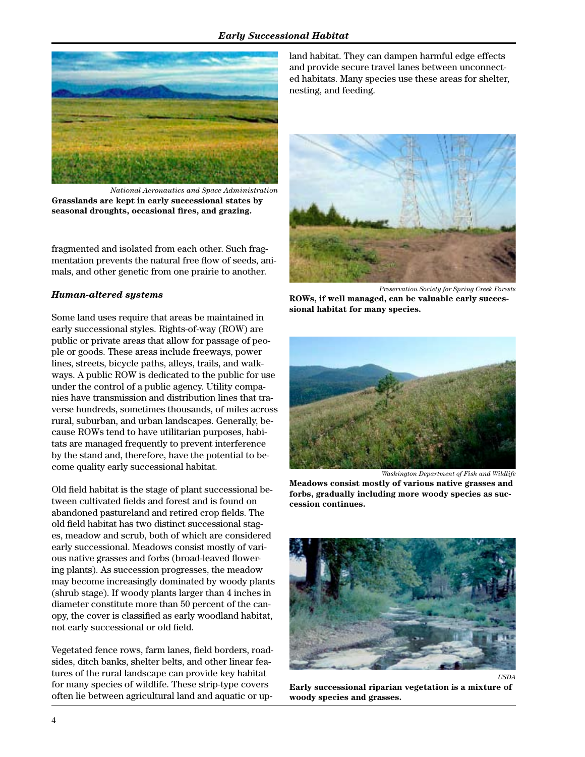National Aeronautics and Space Administration

**Grasslands are kept in early successional states by seasonal droughts, occasional fires, and grazing.**

fragmented and isolated from each other. Such fragmentation prevents the natural free flow of seeds, animals, and other genetic from one prairie to another.

### *Human-altered systems*

Some land uses require that areas be maintained in early successional styles. Rights-of-way (ROW) are public or private areas that allow for passage of people or goods. These areas include freeways, power lines, streets, bicycle paths, alleys, trails, and walkways. A public ROW is dedicated to the public for use under the control of a public agency. Utility companies have transmission and distribution lines that traverse hundreds, sometimes thousands, of miles across rural, suburban, and urban landscapes. Generally, because ROWs tend to have utilitarian purposes, habitats are managed frequently to prevent interference by the stand and, therefore, have the potential to become quality early successional habitat.

Old field habitat is the stage of plant successional between cultivated fields and forest and is found on abandoned pastureland and retired crop fields. The old field habitat has two distinct successional stages, meadow and scrub, both of which are considered early successional. Meadows consist mostly of various native grasses and forbs (broad-leaved flowering plants). As succession progresses, the meadow may become increasingly dominated by woody plants (shrub stage). If woody plants larger than 4 inches in diameter constitute more than 50 percent of the canopy, the cover is classified as early woodland habitat, not early successional or old field.

Vegetated fence rows, farm lanes, field borders, roadsides, ditch banks, shelter belts, and other linear features of the rural landscape can provide key habitat for many species of wildlife. These strip-type covers often lie between agricultural land and aquatic or upland habitat. They can dampen harmful edge effects and provide secure travel lanes between unconnected habitats. Many species use these areas for shelter, nesting, and feeding.

Preservation Society for Spring Creek Forests

**ROWs, if well managed, can be valuable early successional habitat for many species.**

Washington Department of Fish and Wildlife

**Meadows consist mostly of various native grasses and forbs, gradually including more woody species as succession continues.**

USDA

**Early successional riparian vegetation is a mixture of woody species and grasses.**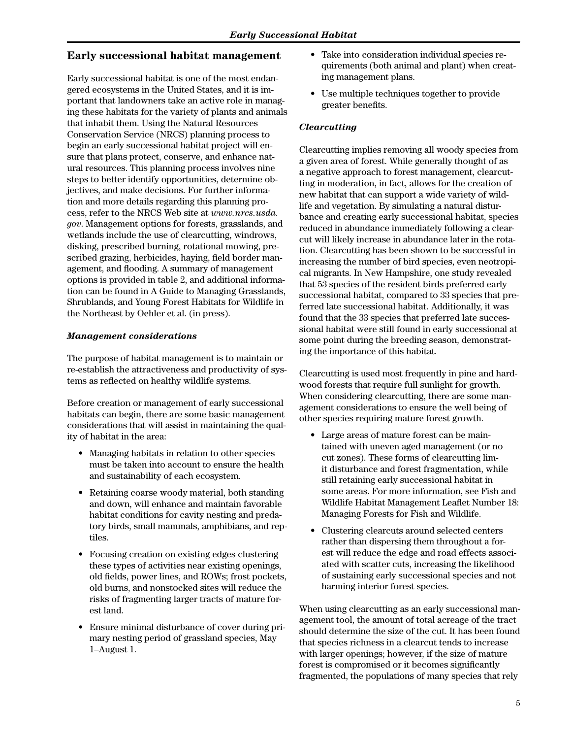## Early successional habitat management

Early successional habitat is one of the most endangered ecosystems in the United States, and it is important that landowners take an active role in managing these habitats for the variety of plants and animals that inhabit them. Using the Natural Resources Conservation Service (NRCS) planning process to begin an early successional habitat project will ensure that plans protect, conserve, and enhance natural resources. This planning process involves nine steps to better identify opportunities, determine objectives, and make decisions. For further information and more details regarding this planning process, refer to the NRCS Web site at *www.nrcs.usda.gov*. Management options for forests, grasslands, and wetlands include the use of clearcutting, windrows, disking, prescribed burning, rotational mowing, prescribed grazing, herbicides, haying, field border management, and flooding. A summary of management options is provided in table 2, and additional information can be found in A Guide to Managing Grasslands, Shrublands, and Young Forest Habitats for Wildlife in the Northeast by Oehler et al. (in press).

### *Management considerations*

The purpose of habitat management is to maintain or re-establish the attractiveness and productivity of systems as reflected on healthy wildlife systems.

Before creation or management of early successional habitats can begin, there are some basic management considerations that will assist in maintaining the quality of habitat in the area:

- Managing habitats in relation to other species must be taken into account to ensure the health and sustainability of each ecosystem.
- Retaining coarse woody material, both standing and down, will enhance and maintain favorable habitat conditions for cavity nesting and predatory birds, small mammals, amphibians, and reptiles.
- Focusing creation on existing edges clustering these types of activities near existing openings, old fields, power lines, and ROWs; frost pockets, old burns, and nonstocked sites will reduce the risks of fragmenting larger tracts of mature forest land.
- Ensure minimal disturbance of cover during primary nesting period of grassland species, May 1–August 1.
- Take into consideration individual species requirements (both animal and plant) when creating management plans.
- Use multiple techniques together to provide greater benefits.

### *Clearcutting*

Clearcutting implies removing all woody species from a given area of forest. While generally thought of as a negative approach to forest management, clearcutting in moderation, in fact, allows for the creation of new habitat that can support a wide variety of wildlife and vegetation. By simulating a natural disturbance and creating early successional habitat, species reduced in abundance immediately following a clearcut will likely increase in abundance later in the rotation. Clearcutting has been shown to be successful in increasing the number of bird species, even neotropical migrants. In New Hampshire, one study revealed that 53 species of the resident birds preferred early successional habitat, compared to 33 species that preferred late successional habitat. Additionally, it was found that the 33 species that preferred late successional habitat were still found in early successional at some point during the breeding season, demonstrating the importance of this habitat.

Clearcutting is used most frequently in pine and hardwood forests that require full sunlight for growth. When considering clearcutting, there are some management considerations to ensure the well being of other species requiring mature forest growth.

- Large areas of mature forest can be maintained with uneven aged management (or no cut zones). These forms of clearcutting limit disturbance and forest fragmentation, while still retaining early successional habitat in some areas. For more information, see Fish and Wildlife Habitat Management Leaflet Number 18: Managing Forests for Fish and Wildlife.
- Clustering clearcuts around selected centers rather than dispersing them throughout a forest will reduce the edge and road effects associated with scatter cuts, increasing the likelihood of sustaining early successional species and not harming interior forest species.

When using clearcutting as an early successional management tool, the amount of total acreage of the tract should determine the size of the cut. It has been found that species richness in a clearcut tends to increase with larger openings; however, if the size of mature forest is compromised or it becomes significantly fragmented, the populations of many species that rely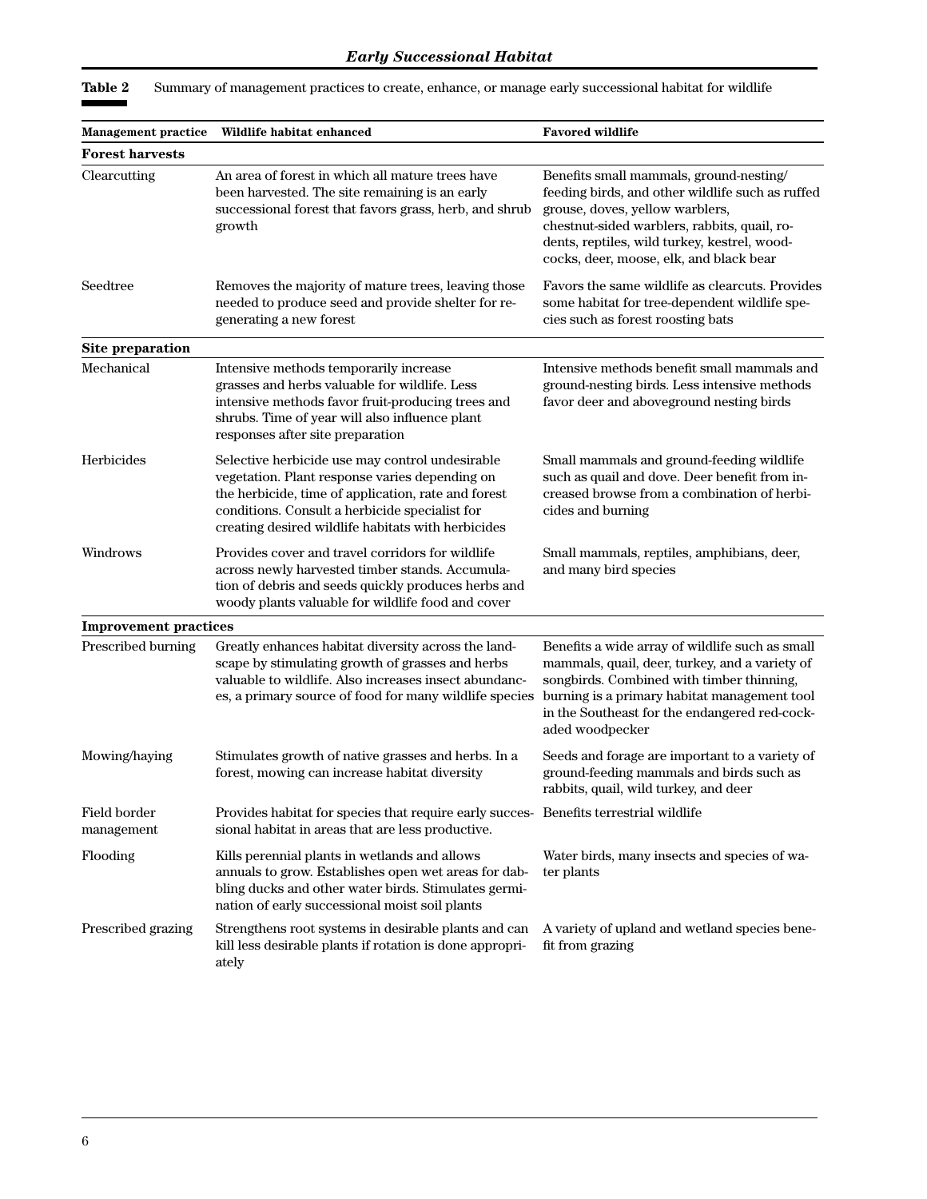**Table 2** Summary of management practices to create, enhance, or manage early successional habitat for wildlife

| Management practice | Wildlife habitat enhanced | Favored wildlife |
|---|---|---|
| **Forest harvests** | | |
| Clearcutting | An area of forest in which all mature trees have been harvested. The site remaining is an early successional forest that favors grass, herb, and shrub growth | Benefits small mammals, ground-nesting/feeding birds, and other wildlife such as ruffed grouse, doves, yellow warblers, chestnut-sided warblers, rabbits, quail, rodents, reptiles, wild turkey, kestrel, woodcocks, deer, moose, elk, and black bear |
| Seedtree | Removes the majority of mature trees, leaving those needed to produce seed and provide shelter for regenerating a new forest | Favors the same wildlife as clearcuts. Provides some habitat for tree-dependent wildlife species such as forest roosting bats |
| **Site preparation** | | |
| Mechanical | Intensive methods temporarily increase grasses and herbs valuable for wildlife. Less intensive methods favor fruit-producing trees and shrubs. Time of year will also influence plant responses after site preparation | Intensive methods benefit small mammals and ground-nesting birds. Less intensive methods favor deer and aboveground nesting birds |
| Herbicides | Selective herbicide use may control undesirable vegetation. Plant response varies depending on the herbicide, time of application, rate and forest conditions. Consult a herbicide specialist for creating desired wildlife habitats with herbicides | Small mammals and ground-feeding wildlife such as quail and dove. Deer benefit from increased browse from a combination of herbicides and burning |
| Windrows | Provides cover and travel corridors for wildlife across newly harvested timber stands. Accumulation of debris and seeds quickly produces herbs and woody plants valuable for wildlife food and cover | Small mammals, reptiles, amphibians, deer, and many bird species |
| **Improvement practices** | | |
| Prescribed burning | Greatly enhances habitat diversity across the landscape by stimulating growth of grasses and herbs valuable to wildlife. Also increases insect abundances, a primary source of food for many wildlife species | Benefits a wide array of wildlife such as small mammals, quail, deer, turkey, and a variety of songbirds. Combined with timber thinning, burning is a primary habitat management tool in the Southeast for the endangered red-cockaded woodpecker |
| Mowing/haying | Stimulates growth of native grasses and herbs. In a forest, mowing can increase habitat diversity | Seeds and forage are important to a variety of ground-feeding mammals and birds such as rabbits, quail, wild turkey, and deer |
| Field border management | Provides habitat for species that require early successional habitat in areas that are less productive. | Benefits terrestrial wildlife |
| Flooding | Kills perennial plants in wetlands and allows annuals to grow. Establishes open wet areas for dabbling ducks and other water birds. Stimulates germination of early successional moist soil plants | Water birds, many insects and species of water plants |
| Prescribed grazing | Strengthens root systems in desirable plants and can kill less desirable plants if rotation is done appropriately | A variety of upland and wetland species benefit from grazing |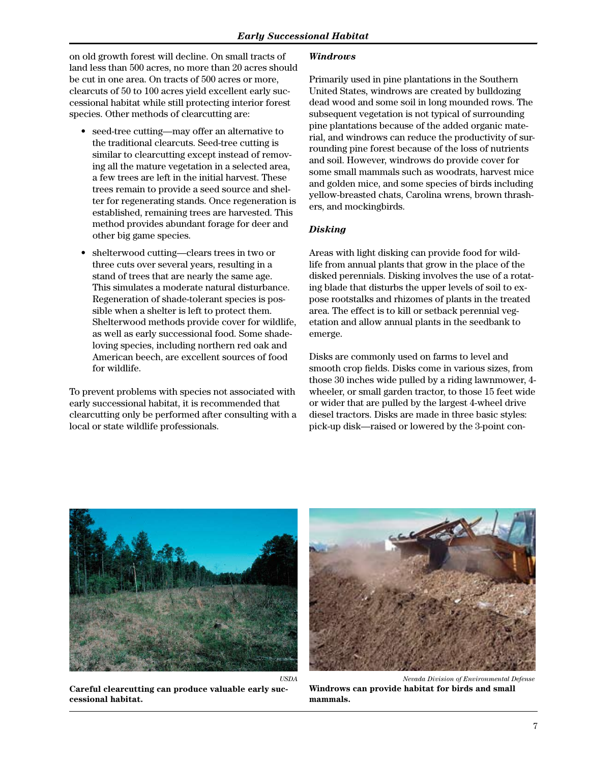on old growth forest will decline. On small tracts of land less than 500 acres, no more than 20 acres should be cut in one area. On tracts of 500 acres or more, clearcuts of 50 to 100 acres yield excellent early successional habitat while still protecting interior forest species. Other methods of clearcutting are:

- seed-tree cutting—may offer an alternative to the traditional clearcuts. Seed-tree cutting is similar to clearcutting except instead of removing all the mature vegetation in a selected area, a few trees are left in the initial harvest. These trees remain to provide a seed source and shelter for regenerating stands. Once regeneration is established, remaining trees are harvested. This method provides abundant forage for deer and other big game species.

- shelterwood cutting—clears trees in two or three cuts over several years, resulting in a stand of trees that are nearly the same age. This simulates a moderate natural disturbance. Regeneration of shade-tolerant species is possible when a shelter is left to protect them. Shelterwood methods provide cover for wildlife, as well as early successional food. Some shade-loving species, including northern red oak and American beech, are excellent sources of food for wildlife.

To prevent problems with species not associated with early successional habitat, it is recommended that clearcutting only be performed after consulting with a local or state wildlife professionals.

USDA

**Careful clearcutting can produce valuable early successional habitat.**

### *Windrows*

Primarily used in pine plantations in the Southern United States, windrows are created by bulldozing dead wood and some soil in long mounded rows. The subsequent vegetation is not typical of surrounding pine plantations because of the added organic material, and windrows can reduce the productivity of surrounding pine forest because of the loss of nutrients and soil. However, windrows do provide cover for some small mammals such as woodrats, harvest mice and golden mice, and some species of birds including yellow-breasted chats, Carolina wrens, brown thrashers, and mockingbirds.

### *Disking*

Areas with light disking can provide food for wildlife from annual plants that grow in the place of the disked perennials. Disking involves the use of a rotating blade that disturbs the upper levels of soil to expose rootstalks and rhizomes of plants in the treated area. The effect is to kill or setback perennial vegetation and allow annual plants in the seedbank to emerge.

Disks are commonly used on farms to level and smooth crop fields. Disks come in various sizes, from those 30 inches wide pulled by a riding lawnmower, 4-wheeler, or small garden tractor, to those 15 feet wide or wider that are pulled by the largest 4-wheel drive diesel tractors. Disks are made in three basic styles: pick-up disk—raised or lowered by the 3-point con-

*Nevada Division of Environmental Defense*

**Windrows can provide habitat for birds and small mammals.**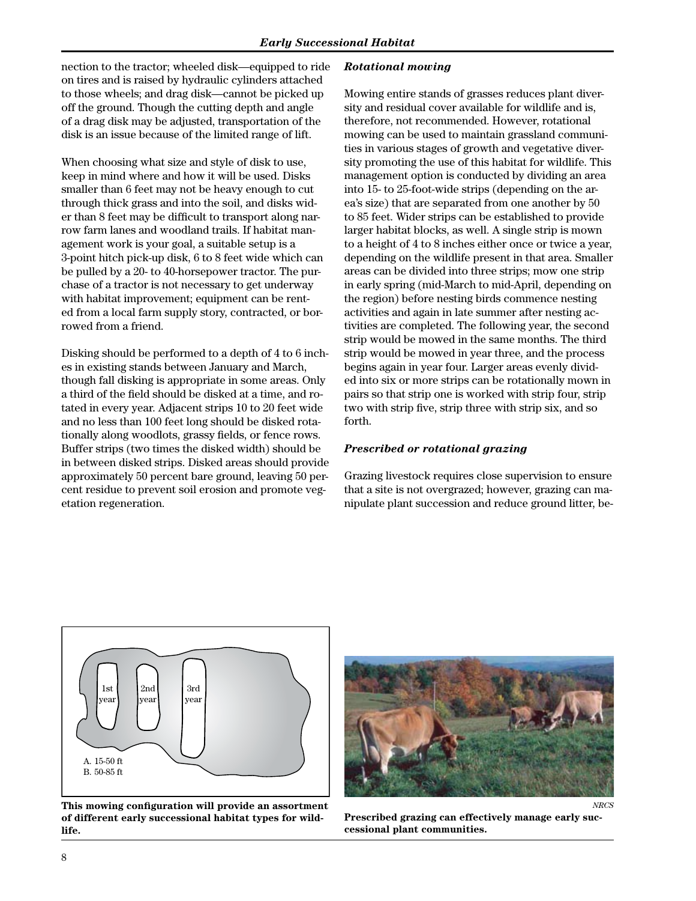nection to the tractor; wheeled disk—equipped to ride on tires and is raised by hydraulic cylinders attached to those wheels; and drag disk—cannot be picked up off the ground. Though the cutting depth and angle of a drag disk may be adjusted, transportation of the disk is an issue because of the limited range of lift.

When choosing what size and style of disk to use, keep in mind where and how it will be used. Disks smaller than 6 feet may not be heavy enough to cut through thick grass and into the soil, and disks wider than 8 feet may be difficult to transport along narrow farm lanes and woodland trails. If habitat management work is your goal, a suitable setup is a 3-point hitch pick-up disk, 6 to 8 feet wide which can be pulled by a 20- to 40-horsepower tractor. The purchase of a tractor is not necessary to get underway with habitat improvement; equipment can be rented from a local farm supply story, contracted, or borrowed from a friend.

Disking should be performed to a depth of 4 to 6 inches in existing stands between January and March, though fall disking is appropriate in some areas. Only a third of the field should be disked at a time, and rotated in every year. Adjacent strips 10 to 20 feet wide and no less than 100 feet long should be disked rotationally along woodlots, grassy fields, or fence rows. Buffer strips (two times the disked width) should be in between disked strips. Disked areas should provide approximately 50 percent bare ground, leaving 50 percent residue to prevent soil erosion and promote vegetation regeneration.

### *Rotational mowing*

Mowing entire stands of grasses reduces plant diversity and residual cover available for wildlife and is, therefore, not recommended. However, rotational mowing can be used to maintain grassland communities in various stages of growth and vegetative diversity promoting the use of this habitat for wildlife. This management option is conducted by dividing an area into 15- to 25-foot-wide strips (depending on the area's size) that are separated from one another by 50 to 85 feet. Wider strips can be established to provide larger habitat blocks, as well. A single strip is mown to a height of 4 to 8 inches either once or twice a year, depending on the wildlife present in that area. Smaller areas can be divided into three strips; mow one strip in early spring (mid-March to mid-April, depending on the region) before nesting birds commence nesting activities and again in late summer after nesting activities are completed. The following year, the second strip would be mowed in the same months. The third strip would be mowed in year three, and the process begins again in year four. Larger areas evenly divided into six or more strips can be rotationally mown in pairs so that strip one is worked with strip four, strip two with strip five, strip three with strip six, and so forth.

### *Prescribed or rotational grazing*

Grazing livestock requires close supervision to ensure that a site is not overgrazed; however, grazing can manipulate plant succession and reduce ground litter, be-

1st year | 2nd year | 3rd year

A. 15-50 ft
B. 50-85 ft

**This mowing configuration will provide an assortment of different early successional habitat types for wildlife.**

NRCS

**Prescribed grazing can effectively manage early successional plant communities.**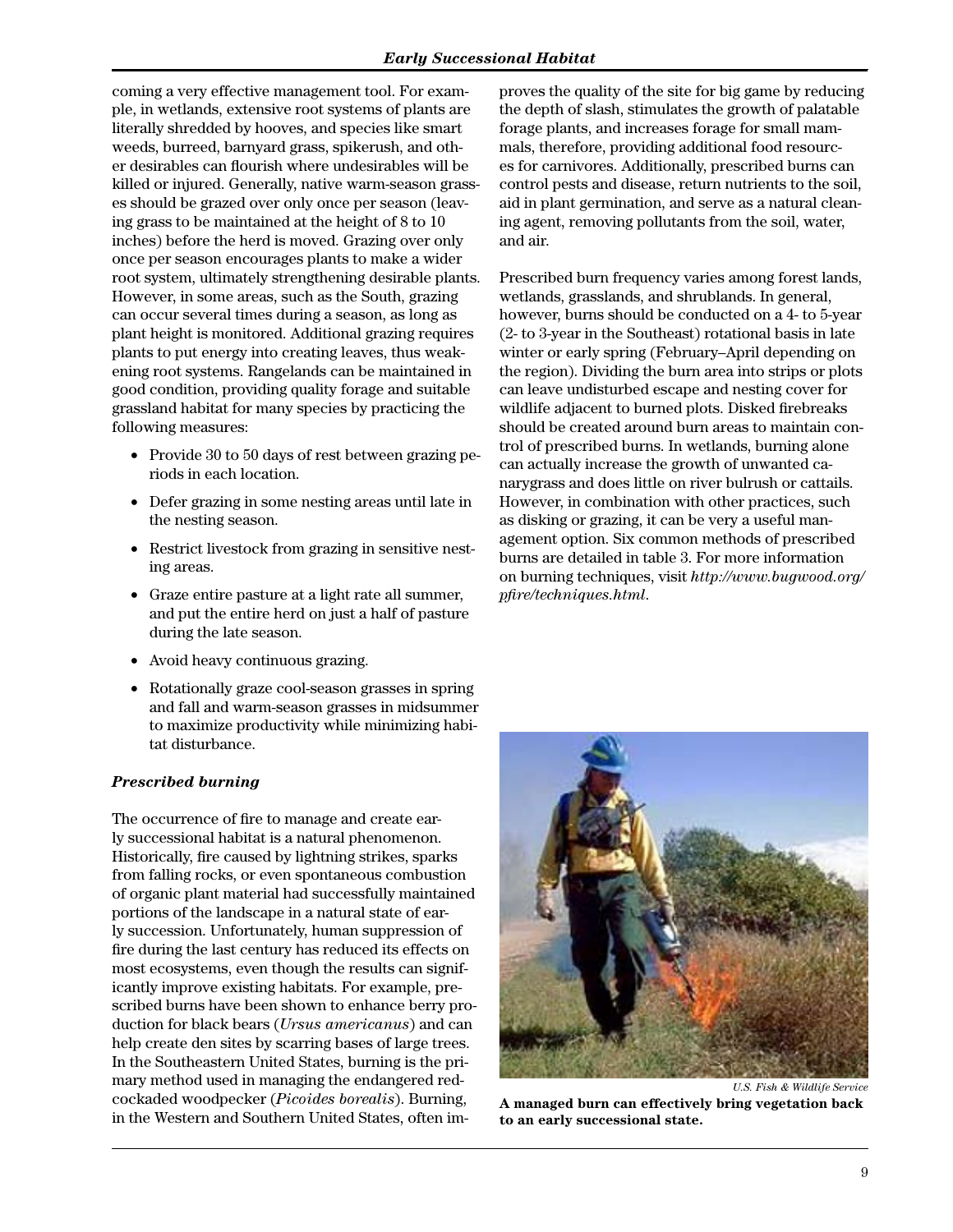coming a very effective management tool. For example, in wetlands, extensive root systems of plants are literally shredded by hooves, and species like smart weeds, burreed, barnyard grass, spikerush, and other desirables can flourish where undesirables will be killed or injured. Generally, native warm-season grasses should be grazed over only once per season (leaving grass to be maintained at the height of 8 to 10 inches) before the herd is moved. Grazing over only once per season encourages plants to make a wider root system, ultimately strengthening desirable plants. However, in some areas, such as the South, grazing can occur several times during a season, as long as plant height is monitored. Additional grazing requires plants to put energy into creating leaves, thus weakening root systems. Rangelands can be maintained in good condition, providing quality forage and suitable grassland habitat for many species by practicing the following measures:

- Provide 30 to 50 days of rest between grazing periods in each location.
- Defer grazing in some nesting areas until late in the nesting season.
- Restrict livestock from grazing in sensitive nesting areas.
- Graze entire pasture at a light rate all summer, and put the entire herd on just a half of pasture during the late season.
- Avoid heavy continuous grazing.
- Rotationally graze cool-season grasses in spring and fall and warm-season grasses in midsummer to maximize productivity while minimizing habitat disturbance.

### *Prescribed burning*

The occurrence of fire to manage and create early successional habitat is a natural phenomenon. Historically, fire caused by lightning strikes, sparks from falling rocks, or even spontaneous combustion of organic plant material had successfully maintained portions of the landscape in a natural state of early succession. Unfortunately, human suppression of fire during the last century has reduced its effects on most ecosystems, even though the results can significantly improve existing habitats. For example, prescribed burns have been shown to enhance berry production for black bears (*Ursus americanus*) and can help create den sites by scarring bases of large trees. In the Southeastern United States, burning is the primary method used in managing the endangered red-cockaded woodpecker (*Picoides borealis*). Burning, in the Western and Southern United States, often improves the quality of the site for big game by reducing the depth of slash, stimulates the growth of palatable forage plants, and increases forage for small mammals, therefore, providing additional food resources for carnivores. Additionally, prescribed burns can control pests and disease, return nutrients to the soil, aid in plant germination, and serve as a natural cleaning agent, removing pollutants from the soil, water, and air.

Prescribed burn frequency varies among forest lands, wetlands, grasslands, and shrublands. In general, however, burns should be conducted on a 4- to 5-year (2- to 3-year in the Southeast) rotational basis in late winter or early spring (February–April depending on the region). Dividing the burn area into strips or plots can leave undisturbed escape and nesting cover for wildlife adjacent to burned plots. Disked firebreaks should be created around burn areas to maintain control of prescribed burns. In wetlands, burning alone can actually increase the growth of unwanted canarygrass and does little on river bulrush or cattails. However, in combination with other practices, such as disking or grazing, it can be very a useful management option. Six common methods of prescribed burns are detailed in table 3. For more information on burning techniques, visit *http://www.bugwood.org/pfire/techniques.html*.

*U.S. Fish & Wildlife Service*

**A managed burn can effectively bring vegetation back to an early successional state.**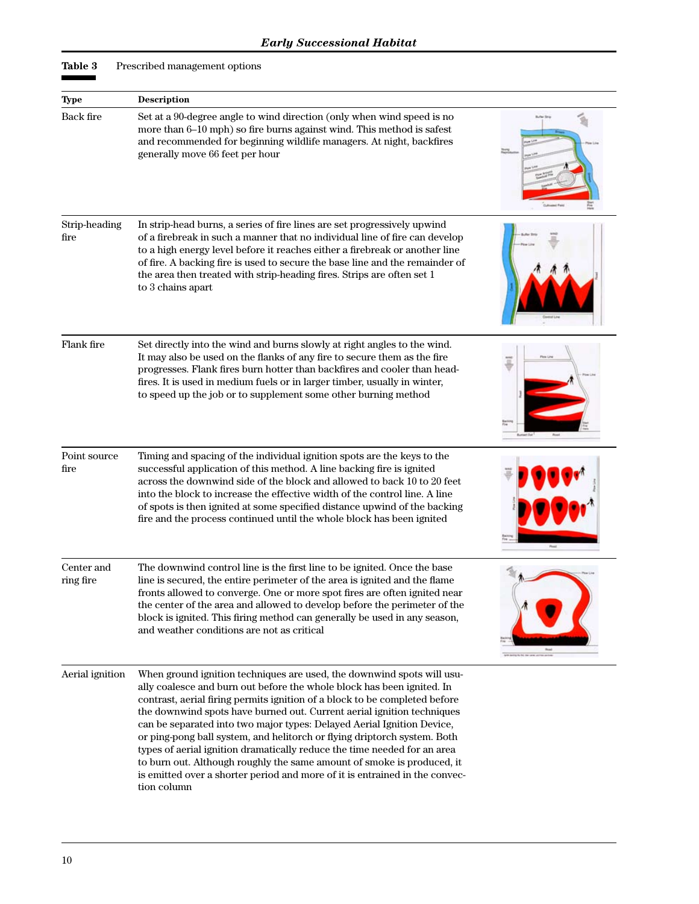**Table 3** Prescribed management options

| Type | Description |
|---|---|
| Back fire | Set at a 90-degree angle to wind direction (only when wind speed is no more than 6–10 mph) so fire burns against wind. This method is safest and recommended for beginning wildlife managers. At night, backfires generally move 66 feet per hour |
| Strip-heading fire | In strip-head burns, a series of fire lines are set progressively upwind of a firebreak in such a manner that no individual line of fire can develop to a high energy level before it reaches either a firebreak or another line of fire. A backing fire is used to secure the base line and the remainder of the area then treated with strip-heading fires. Strips are often set 1 to 3 chains apart |
| Flank fire | Set directly into the wind and burns slowly at right angles to the wind. It may also be used on the flanks of any fire to secure them as the fire progresses. Flank fires burn hotter than backfires and cooler than head-fires. It is used in medium fuels or in larger timber, usually in winter, to speed up the job or to supplement some other burning method |
| Point source fire | Timing and spacing of the individual ignition spots are the keys to the successful application of this method. A line backing fire is ignited across the downwind side of the block and allowed to back 10 to 20 feet into the block to increase the effective width of the control line. A line of spots is then ignited at some specified distance upwind of the backing fire and the process continued until the whole block has been ignited |
| Center and ring fire | The downwind control line is the first line to be ignited. Once the base line is secured, the entire perimeter of the area is ignited and the flame fronts allowed to converge. One or more spot fires are often ignited near the center of the area and allowed to develop before the perimeter of the block is ignited. This firing method can generally be used in any season, and weather conditions are not as critical |
| Aerial ignition | When ground ignition techniques are used, the downwind spots will usually coalesce and burn out before the whole block has been ignited. In contrast, aerial firing permits ignition of a block to be completed before the downwind spots have burned out. Current aerial ignition techniques can be separated into two major types: Delayed Aerial Ignition Device, or ping-pong ball system, and helitorch or flying driptorch system. Both types of aerial ignition dramatically reduce the time needed for an area to burn out. Although roughly the same amount of smoke is produced, it is emitted over a shorter period and more of it is entrained in the convection column |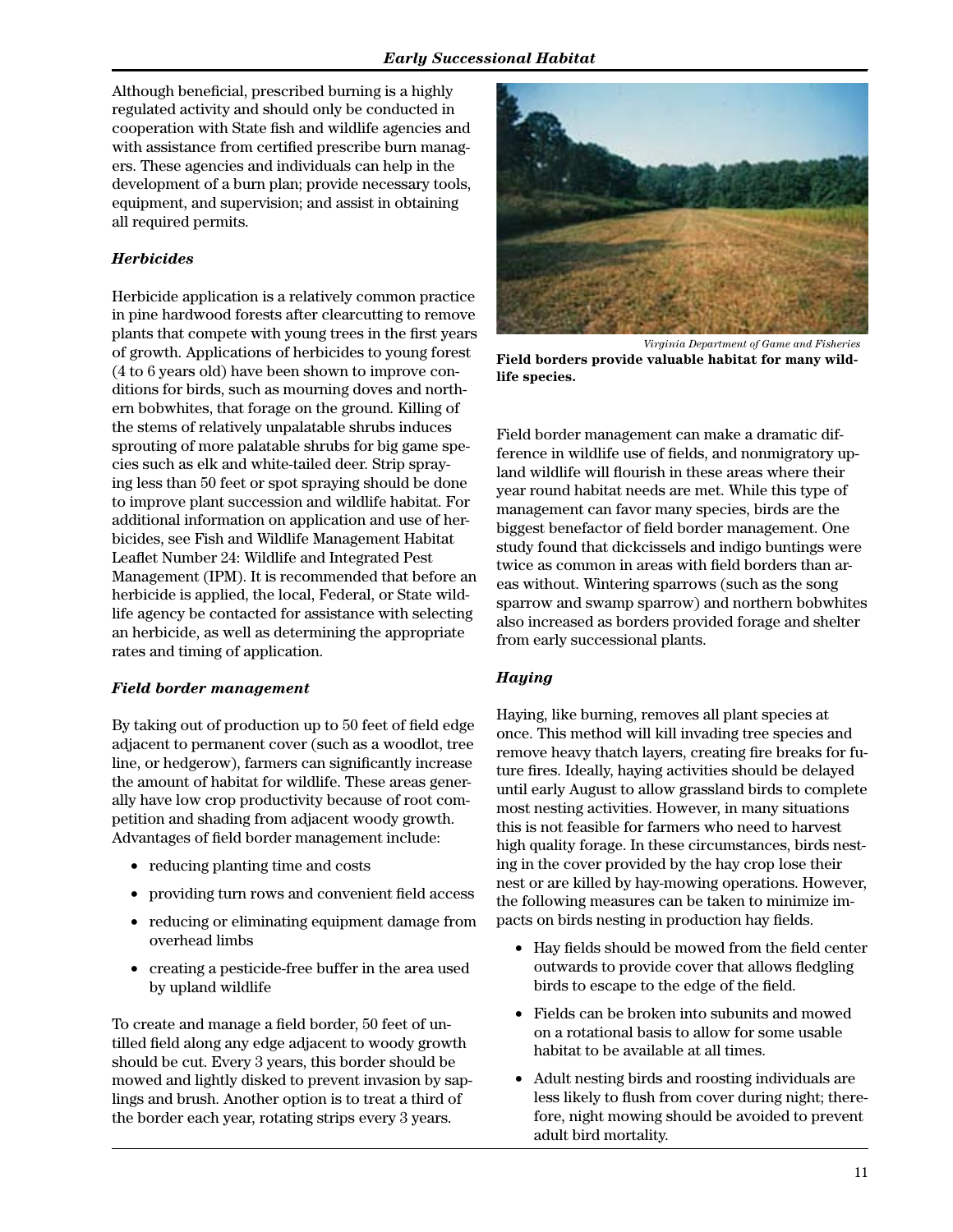Although beneficial, prescribed burning is a highly regulated activity and should only be conducted in cooperation with State fish and wildlife agencies and with assistance from certified prescribe burn managers. These agencies and individuals can help in the development of a burn plan; provide necessary tools, equipment, and supervision; and assist in obtaining all required permits.

### *Herbicides*

Herbicide application is a relatively common practice in pine hardwood forests after clearcutting to remove plants that compete with young trees in the first years of growth. Applications of herbicides to young forest (4 to 6 years old) have been shown to improve conditions for birds, such as mourning doves and northern bobwhites, that forage on the ground. Killing of the stems of relatively unpalatable shrubs induces sprouting of more palatable shrubs for big game species such as elk and white-tailed deer. Strip spraying less than 50 feet or spot spraying should be done to improve plant succession and wildlife habitat. For additional information on application and use of herbicides, see Fish and Wildlife Management Habitat Leaflet Number 24: Wildlife and Integrated Pest Management (IPM). It is recommended that before an herbicide is applied, the local, Federal, or State wildlife agency be contacted for assistance with selecting an herbicide, as well as determining the appropriate rates and timing of application.

### *Field border management*

By taking out of production up to 50 feet of field edge adjacent to permanent cover (such as a woodlot, tree line, or hedgerow), farmers can significantly increase the amount of habitat for wildlife. These areas generally have low crop productivity because of root competition and shading from adjacent woody growth. Advantages of field border management include:

- reducing planting time and costs
- providing turn rows and convenient field access
- reducing or eliminating equipment damage from overhead limbs
- creating a pesticide-free buffer in the area used by upland wildlife

To create and manage a field border, 50 feet of untilled field along any edge adjacent to woody growth should be cut. Every 3 years, this border should be mowed and lightly disked to prevent invasion by saplings and brush. Another option is to treat a third of the border each year, rotating strips every 3 years.

*Virginia Department of Game and Fisheries*

**Field borders provide valuable habitat for many wildlife species.**

Field border management can make a dramatic difference in wildlife use of fields, and nonmigratory upland wildlife will flourish in these areas where their year round habitat needs are met. While this type of management can favor many species, birds are the biggest benefactor of field border management. One study found that dickcissels and indigo buntings were twice as common in areas with field borders than areas without. Wintering sparrows (such as the song sparrow and swamp sparrow) and northern bobwhites also increased as borders provided forage and shelter from early successional plants.

### *Haying*

Haying, like burning, removes all plant species at once. This method will kill invading tree species and remove heavy thatch layers, creating fire breaks for future fires. Ideally, haying activities should be delayed until early August to allow grassland birds to complete most nesting activities. However, in many situations this is not feasible for farmers who need to harvest high quality forage. In these circumstances, birds nesting in the cover provided by the hay crop lose their nest or are killed by hay-mowing operations. However, the following measures can be taken to minimize impacts on birds nesting in production hay fields.

- Hay fields should be mowed from the field center outwards to provide cover that allows fledgling birds to escape to the edge of the field.
- Fields can be broken into subunits and mowed on a rotational basis to allow for some usable habitat to be available at all times.
- Adult nesting birds and roosting individuals are less likely to flush from cover during night; therefore, night mowing should be avoided to prevent adult bird mortality.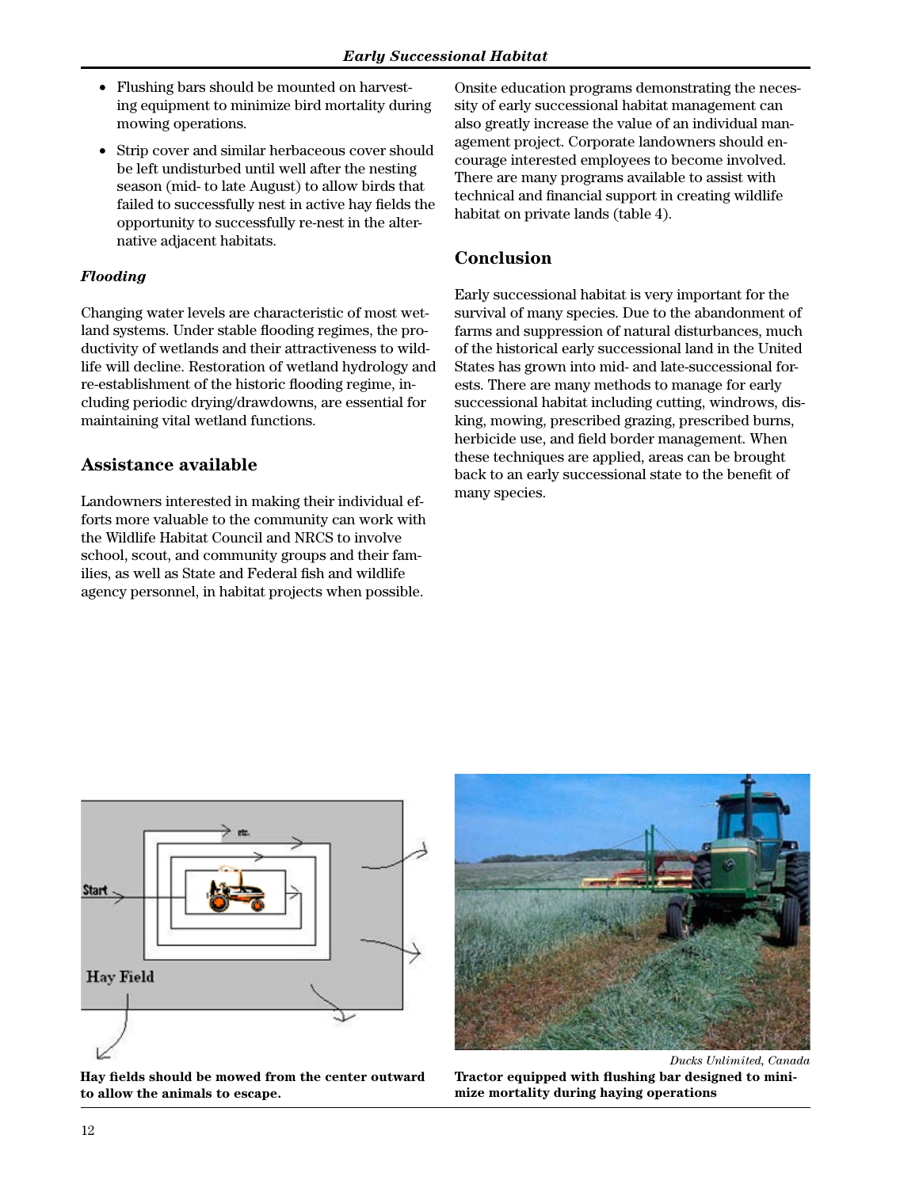- Flushing bars should be mounted on harvesting equipment to minimize bird mortality during mowing operations.
- Strip cover and similar herbaceous cover should be left undisturbed until well after the nesting season (mid- to late August) to allow birds that failed to successfully nest in active hay fields the opportunity to successfully re-nest in the alternative adjacent habitats.

### *Flooding*

Changing water levels are characteristic of most wetland systems. Under stable flooding regimes, the productivity of wetlands and their attractiveness to wildlife will decline. Restoration of wetland hydrology and re-establishment of the historic flooding regime, including periodic drying/drawdowns, are essential for maintaining vital wetland functions.

## Assistance available

Landowners interested in making their individual efforts more valuable to the community can work with the Wildlife Habitat Council and NRCS to involve school, scout, and community groups and their families, as well as State and Federal fish and wildlife agency personnel, in habitat projects when possible. Onsite education programs demonstrating the necessity of early successional habitat management can also greatly increase the value of an individual management project. Corporate landowners should encourage interested employees to become involved. There are many programs available to assist with technical and financial support in creating wildlife habitat on private lands (table 4).

## Conclusion

Early successional habitat is very important for the survival of many species. Due to the abandonment of farms and suppression of natural disturbances, much of the historical early successional land in the United States has grown into mid- and late-successional forests. There are many methods to manage for early successional habitat including cutting, windrows, disking, mowing, prescribed grazing, prescribed burns, herbicide use, and field border management. When these techniques are applied, areas can be brought back to an early successional state to the benefit of many species.

**Hay fields should be mowed from the center outward to allow the animals to escape.**

*Ducks Unlimited, Canada*

**Tractor equipped with flushing bar designed to minimize mortality during haying operations**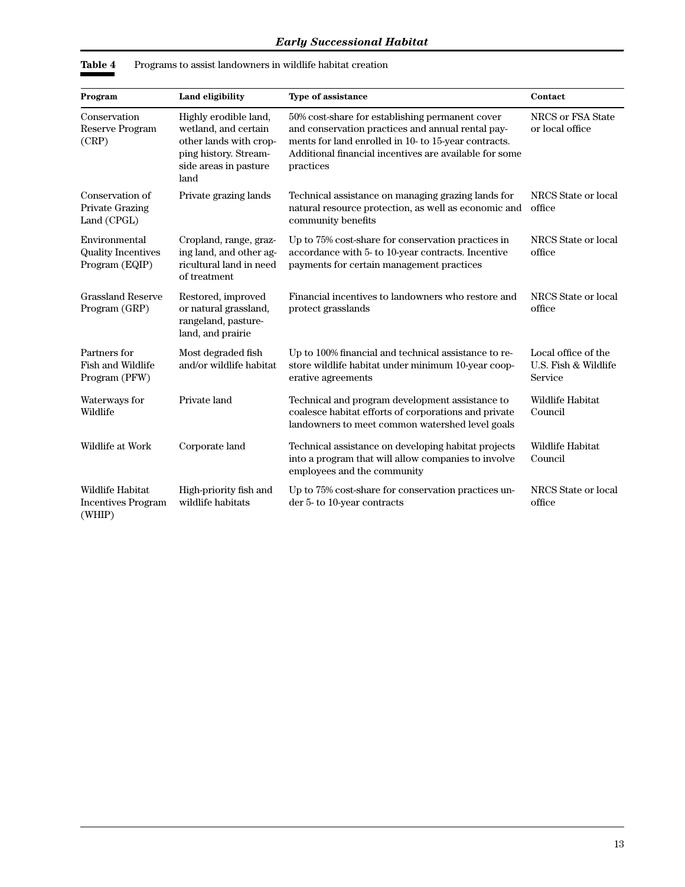**Table 4** Programs to assist landowners in wildlife habitat creation

| Program | Land eligibility | Type of assistance | Contact |
|---|---|---|---|
| Conservation Reserve Program (CRP) | Highly erodible land, wetland, and certain other lands with cropping history. Streamside areas in pasture land | 50% cost-share for establishing permanent cover and conservation practices and annual rental payments for land enrolled in 10- to 15-year contracts. Additional financial incentives are available for some practices | NRCS or FSA State or local office |
| Conservation of Private Grazing Land (CPGL) | Private grazing lands | Technical assistance on managing grazing lands for natural resource protection, as well as economic and community benefits | NRCS State or local office |
| Environmental Quality Incentives Program (EQIP) | Cropland, range, grazing land, and other agricultural land in need of treatment | Up to 75% cost-share for conservation practices in accordance with 5- to 10-year contracts. Incentive payments for certain management practices | NRCS State or local office |
| Grassland Reserve Program (GRP) | Restored, improved or natural grassland, rangeland, pastureland, and prairie | Financial incentives to landowners who restore and protect grasslands | NRCS State or local office |
| Partners for Fish and Wildlife Program (PFW) | Most degraded fish and/or wildlife habitat | Up to 100% financial and technical assistance to restore wildlife habitat under minimum 10-year cooperative agreements | Local office of the U.S. Fish & Wildlife Service |
| Waterways for Wildlife | Private land | Technical and program development assistance to coalesce habitat efforts of corporations and private landowners to meet common watershed level goals | Wildlife Habitat Council |
| Wildlife at Work | Corporate land | Technical assistance on developing habitat projects into a program that will allow companies to involve employees and the community | Wildlife Habitat Council |
| Wildlife Habitat Incentives Program (WHIP) | High-priority fish and wildlife habitats | Up to 75% cost-share for conservation practices under 5- to 10-year contracts | NRCS State or local office |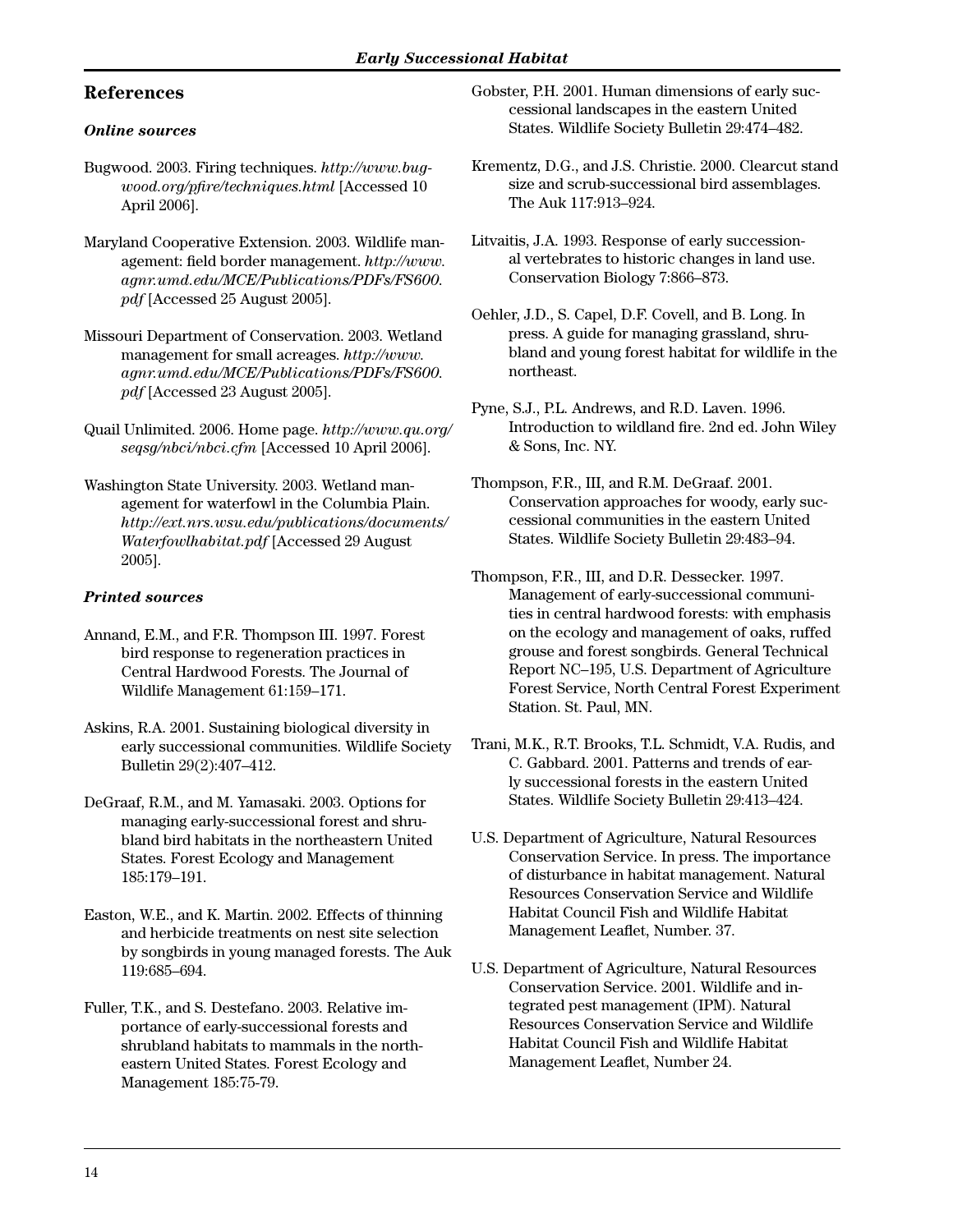## References

### *Online sources*

Bugwood. 2003. Firing techniques. *http://www.bugwood.org/pfire/techniques.html* [Accessed 10 April 2006].

Maryland Cooperative Extension. 2003. Wildlife management: field border management. *http://www.agnr.umd.edu/MCE/Publications/PDFs/FS600.pdf* [Accessed 25 August 2005].

Missouri Department of Conservation. 2003. Wetland management for small acreages. *http://www.agnr.umd.edu/MCE/Publications/PDFs/FS600.pdf* [Accessed 23 August 2005].

Quail Unlimited. 2006. Home page. *http://www.qu.org/seqsg/nbci/nbci.cfm* [Accessed 10 April 2006].

Washington State University. 2003. Wetland management for waterfowl in the Columbia Plain. *http://ext.nrs.wsu.edu/publications/documents/Waterfowlhabitat.pdf* [Accessed 29 August 2005].

### *Printed sources*

Annand, E.M., and F.R. Thompson III. 1997. Forest bird response to regeneration practices in Central Hardwood Forests. The Journal of Wildlife Management 61:159–171.

Askins, R.A. 2001. Sustaining biological diversity in early successional communities. Wildlife Society Bulletin 29(2):407–412.

DeGraaf, R.M., and M. Yamasaki. 2003. Options for managing early-successional forest and shrubland bird habitats in the northeastern United States. Forest Ecology and Management 185:179–191.

Easton, W.E., and K. Martin. 2002. Effects of thinning and herbicide treatments on nest site selection by songbirds in young managed forests. The Auk 119:685–694.

Fuller, T.K., and S. Destefano. 2003. Relative importance of early-successional forests and shrubland habitats to mammals in the northeastern United States. Forest Ecology and Management 185:75-79.

Gobster, P.H. 2001. Human dimensions of early successional landscapes in the eastern United States. Wildlife Society Bulletin 29:474–482.

Krementz, D.G., and J.S. Christie. 2000. Clearcut stand size and scrub-successional bird assemblages. The Auk 117:913–924.

Litvaitis, J.A. 1993. Response of early successional vertebrates to historic changes in land use. Conservation Biology 7:866–873.

Oehler, J.D., S. Capel, D.F. Covell, and B. Long. In press. A guide for managing grassland, shrubland and young forest habitat for wildlife in the northeast.

Pyne, S.J., P.L. Andrews, and R.D. Laven. 1996. Introduction to wildland fire. 2nd ed. John Wiley & Sons, Inc. NY.

Thompson, F.R., III, and R.M. DeGraaf. 2001. Conservation approaches for woody, early successional communities in the eastern United States. Wildlife Society Bulletin 29:483–94.

Thompson, F.R., III, and D.R. Dessecker. 1997. Management of early-successional communities in central hardwood forests: with emphasis on the ecology and management of oaks, ruffed grouse and forest songbirds. General Technical Report NC–195, U.S. Department of Agriculture Forest Service, North Central Forest Experiment Station. St. Paul, MN.

Trani, M.K., R.T. Brooks, T.L. Schmidt, V.A. Rudis, and C. Gabbard. 2001. Patterns and trends of early successional forests in the eastern United States. Wildlife Society Bulletin 29:413–424.

U.S. Department of Agriculture, Natural Resources Conservation Service. In press. The importance of disturbance in habitat management. Natural Resources Conservation Service and Wildlife Habitat Council Fish and Wildlife Habitat Management Leaflet, Number. 37.

U.S. Department of Agriculture, Natural Resources Conservation Service. 2001. Wildlife and integrated pest management (IPM). Natural Resources Conservation Service and Wildlife Habitat Council Fish and Wildlife Habitat Management Leaflet, Number 24.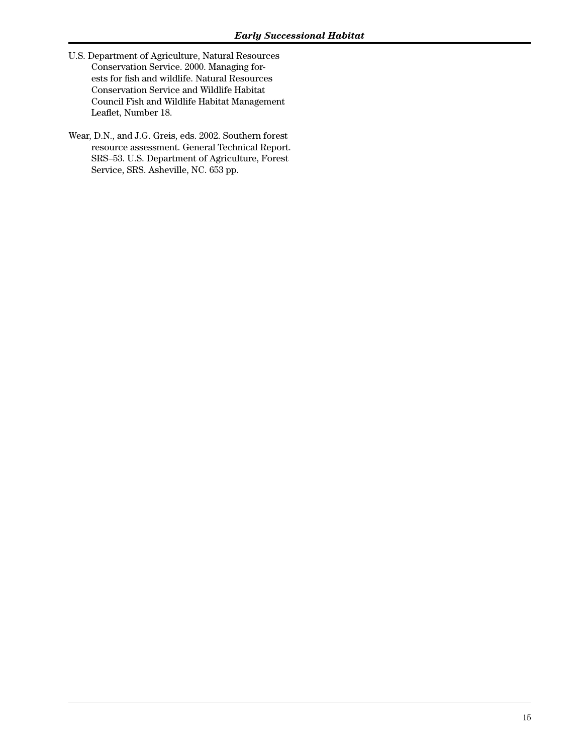U.S. Department of Agriculture, Natural Resources Conservation Service. 2000. Managing forests for fish and wildlife. Natural Resources Conservation Service and Wildlife Habitat Council Fish and Wildlife Habitat Management Leaflet, Number 18.

Wear, D.N., and J.G. Greis, eds. 2002. Southern forest resource assessment. General Technical Report. SRS–53. U.S. Department of Agriculture, Forest Service, SRS. Asheville, NC. 653 pp.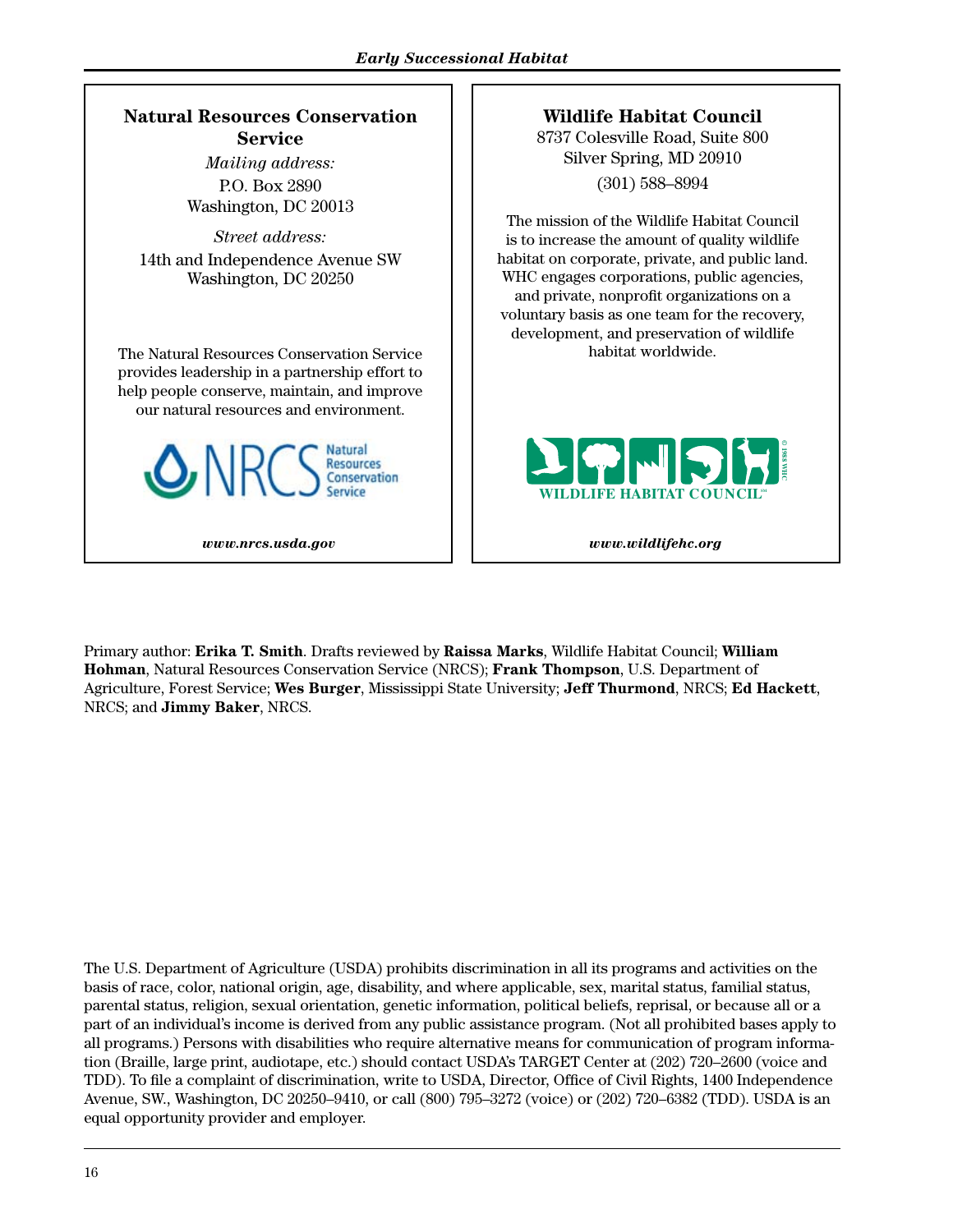## Natural Resources Conservation Service

*Mailing address:*
P.O. Box 2890
Washington, DC 20013

*Street address:*
14th and Independence Avenue SW
Washington, DC 20250

The Natural Resources Conservation Service provides leadership in a partnership effort to help people conserve, maintain, and improve our natural resources and environment.

NRCS Natural Resources Conservation Service

***www.nrcs.usda.gov***

## Wildlife Habitat Council

8737 Colesville Road, Suite 800
Silver Spring, MD 20910
(301) 588–8994

The mission of the Wildlife Habitat Council is to increase the amount of quality wildlife habitat on corporate, private, and public land. WHC engages corporations, public agencies, and private, nonprofit organizations on a voluntary basis as one team for the recovery, development, and preservation of wildlife habitat worldwide.

WILDLIFE HABITAT COUNCIL℠

© 1988 WHC

***www.wildlifehc.org***

Primary author: **Erika T. Smith**. Drafts reviewed by **Raissa Marks**, Wildlife Habitat Council; **William Hohman**, Natural Resources Conservation Service (NRCS); **Frank Thompson**, U.S. Department of Agriculture, Forest Service; **Wes Burger**, Mississippi State University; **Jeff Thurmond**, NRCS; **Ed Hackett**, NRCS; and **Jimmy Baker**, NRCS.

The U.S. Department of Agriculture (USDA) prohibits discrimination in all its programs and activities on the basis of race, color, national origin, age, disability, and where applicable, sex, marital status, familial status, parental status, religion, sexual orientation, genetic information, political beliefs, reprisal, or because all or a part of an individual's income is derived from any public assistance program. (Not all prohibited bases apply to all programs.) Persons with disabilities who require alternative means for communication of program information (Braille, large print, audiotape, etc.) should contact USDA's TARGET Center at (202) 720–2600 (voice and TDD). To file a complaint of discrimination, write to USDA, Director, Office of Civil Rights, 1400 Independence Avenue, SW., Washington, DC 20250–9410, or call (800) 795–3272 (voice) or (202) 720–6382 (TDD). USDA is an equal opportunity provider and employer.